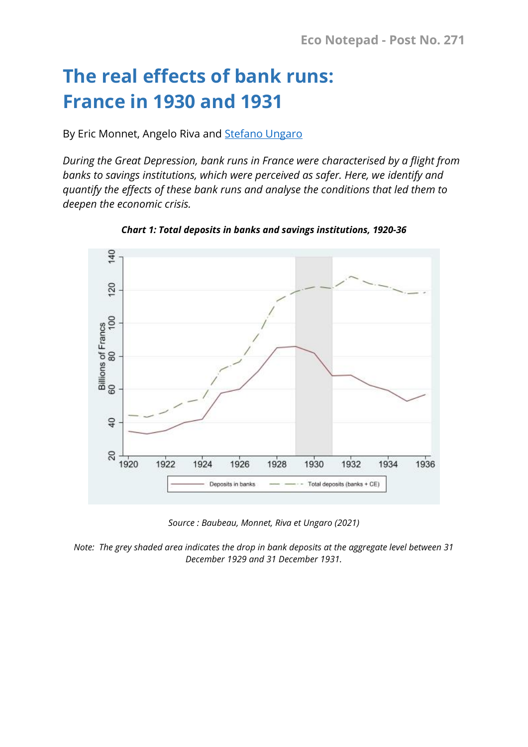Eco Notepad - Post No. 271

# The real effects of bank runs: France in 1930 and 1931

By Eric Monnet, Angelo Riva and Stefano Ungaro

*During the Great Depression, bank runs in France were characterised by a flight from banks to savings institutions, which were perceived as safer. Here, we identify and quantify the effects of these bank runs and analyse the conditions that led them to deepen the economic crisis.*

***Chart 1: Total deposits in banks and savings institutions, 1920-36***

*Source : Baubeau, Monnet, Riva et Ungaro (2021)*

*Note: The grey shaded area indicates the drop in bank deposits at the aggregate level between 31 December 1929 and 31 December 1931.*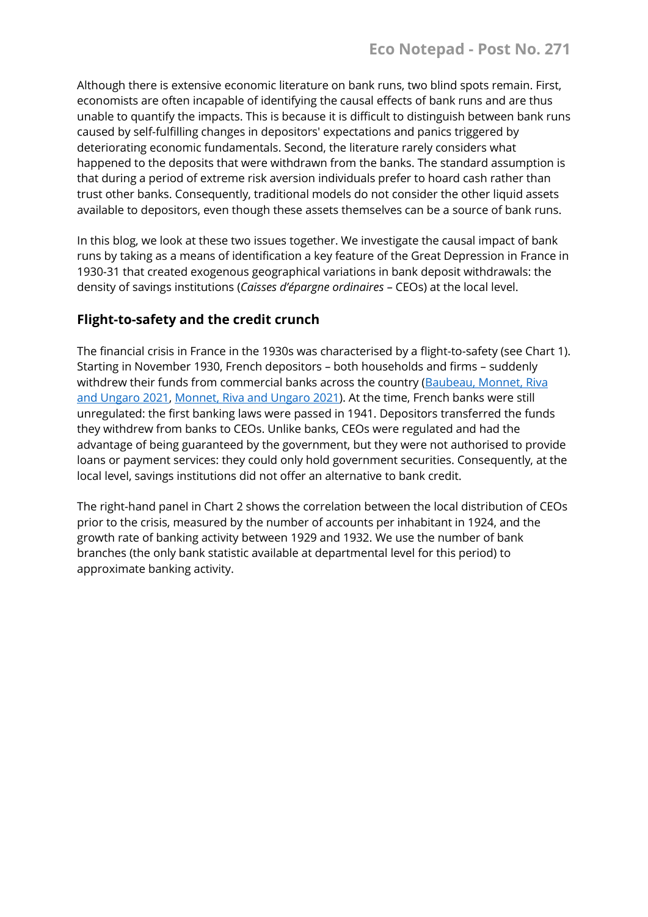Although there is extensive economic literature on bank runs, two blind spots remain. First, economists are often incapable of identifying the causal effects of bank runs and are thus unable to quantify the impacts. This is because it is difficult to distinguish between bank runs caused by self-fulfilling changes in depositors' expectations and panics triggered by deteriorating economic fundamentals. Second, the literature rarely considers what happened to the deposits that were withdrawn from the banks. The standard assumption is that during a period of extreme risk aversion individuals prefer to hoard cash rather than trust other banks. Consequently, traditional models do not consider the other liquid assets available to depositors, even though these assets themselves can be a source of bank runs.

In this blog, we look at these two issues together. We investigate the causal impact of bank runs by taking as a means of identification a key feature of the Great Depression in France in 1930-31 that created exogenous geographical variations in bank deposit withdrawals: the density of savings institutions (*Caisses d'épargne ordinaires* – CEOs) at the local level.

### Flight-to-safety and the credit crunch

The financial crisis in France in the 1930s was characterised by a flight-to-safety (see Chart 1). Starting in November 1930, French depositors – both households and firms – suddenly withdrew their funds from commercial banks across the country (Baubeau, Monnet, Riva and Ungaro 2021, Monnet, Riva and Ungaro 2021). At the time, French banks were still unregulated: the first banking laws were passed in 1941. Depositors transferred the funds they withdrew from banks to CEOs. Unlike banks, CEOs were regulated and had the advantage of being guaranteed by the government, but they were not authorised to provide loans or payment services: they could only hold government securities. Consequently, at the local level, savings institutions did not offer an alternative to bank credit.

The right-hand panel in Chart 2 shows the correlation between the local distribution of CEOs prior to the crisis, measured by the number of accounts per inhabitant in 1924, and the growth rate of banking activity between 1929 and 1932. We use the number of bank branches (the only bank statistic available at departmental level for this period) to approximate banking activity.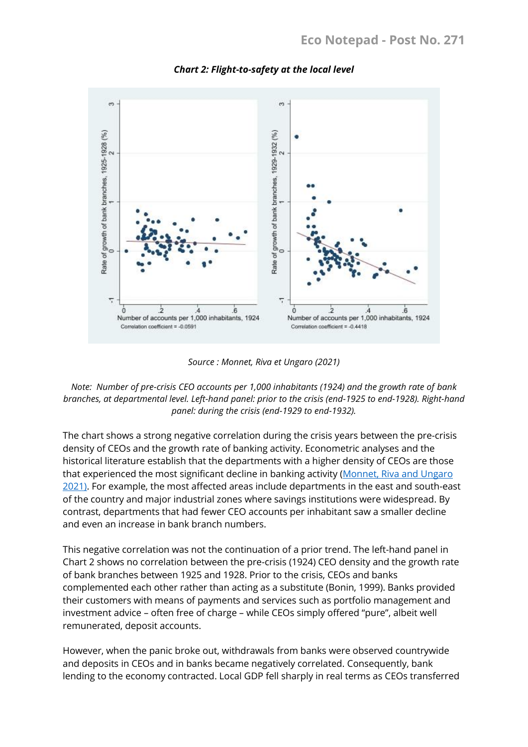***Chart 2: Flight-to-safety at the local level***

*Source : Monnet, Riva et Ungaro (2021)*

*Note: Number of pre-crisis CEO accounts per 1,000 inhabitants (1924) and the growth rate of bank branches, at departmental level. Left-hand panel: prior to the crisis (end-1925 to end-1928). Right-hand panel: during the crisis (end-1929 to end-1932).*

The chart shows a strong negative correlation during the crisis years between the pre-crisis density of CEOs and the growth rate of banking activity. Econometric analyses and the historical literature establish that the departments with a higher density of CEOs are those that experienced the most significant decline in banking activity (Monnet, Riva and Ungaro 2021). For example, the most affected areas include departments in the east and south-east of the country and major industrial zones where savings institutions were widespread. By contrast, departments that had fewer CEO accounts per inhabitant saw a smaller decline and even an increase in bank branch numbers.

This negative correlation was not the continuation of a prior trend. The left-hand panel in Chart 2 shows no correlation between the pre-crisis (1924) CEO density and the growth rate of bank branches between 1925 and 1928. Prior to the crisis, CEOs and banks complemented each other rather than acting as a substitute (Bonin, 1999). Banks provided their customers with means of payments and services such as portfolio management and investment advice – often free of charge – while CEOs simply offered "pure", albeit well remunerated, deposit accounts.

However, when the panic broke out, withdrawals from banks were observed countrywide and deposits in CEOs and in banks became negatively correlated. Consequently, bank lending to the economy contracted. Local GDP fell sharply in real terms as CEOs transferred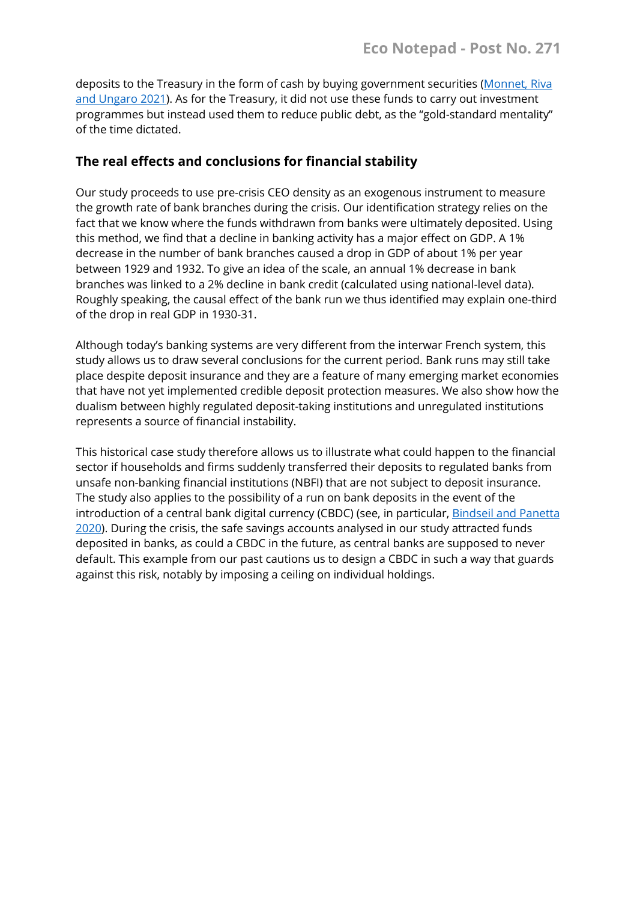deposits to the Treasury in the form of cash by buying government securities ([Monnet, Riva and Ungaro 2021](#)). As for the Treasury, it did not use these funds to carry out investment programmes but instead used them to reduce public debt, as the "gold-standard mentality" of the time dictated.

## The real effects and conclusions for financial stability

Our study proceeds to use pre-crisis CEO density as an exogenous instrument to measure the growth rate of bank branches during the crisis. Our identification strategy relies on the fact that we know where the funds withdrawn from banks were ultimately deposited. Using this method, we find that a decline in banking activity has a major effect on GDP. A 1% decrease in the number of bank branches caused a drop in GDP of about 1% per year between 1929 and 1932. To give an idea of the scale, an annual 1% decrease in bank branches was linked to a 2% decline in bank credit (calculated using national-level data). Roughly speaking, the causal effect of the bank run we thus identified may explain one-third of the drop in real GDP in 1930-31.

Although today's banking systems are very different from the interwar French system, this study allows us to draw several conclusions for the current period. Bank runs may still take place despite deposit insurance and they are a feature of many emerging market economies that have not yet implemented credible deposit protection measures. We also show how the dualism between highly regulated deposit-taking institutions and unregulated institutions represents a source of financial instability.

This historical case study therefore allows us to illustrate what could happen to the financial sector if households and firms suddenly transferred their deposits to regulated banks from unsafe non-banking financial institutions (NBFI) that are not subject to deposit insurance. The study also applies to the possibility of a run on bank deposits in the event of the introduction of a central bank digital currency (CBDC) (see, in particular, [Bindseil and Panetta 2020](#)). During the crisis, the safe savings accounts analysed in our study attracted funds deposited in banks, as could a CBDC in the future, as central banks are supposed to never default. This example from our past cautions us to design a CBDC in such a way that guards against this risk, notably by imposing a ceiling on individual holdings.